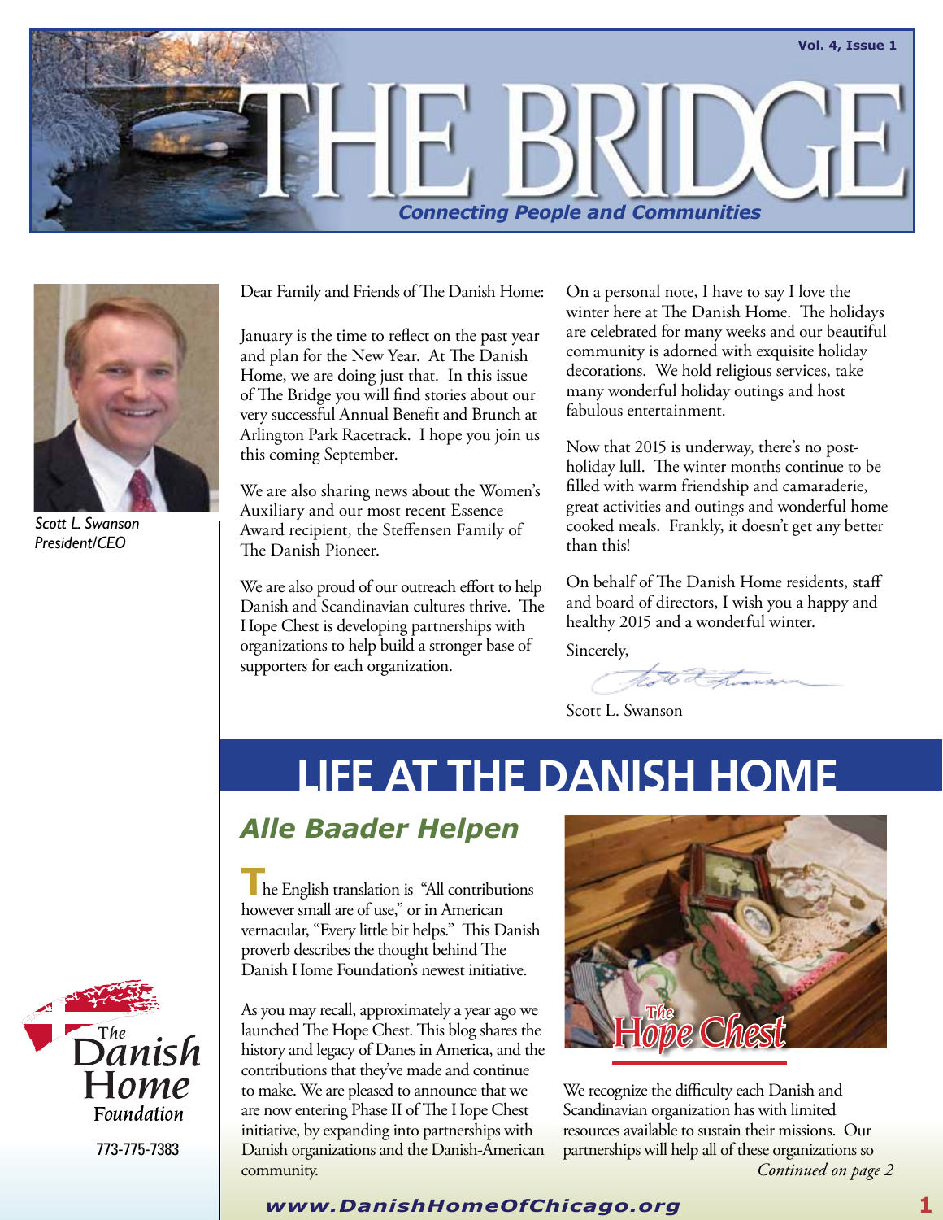# THE BRIDGE

*Connecting People and Communities*

Scott L. Swanson
President/CEO

Dear Family and Friends of The Danish Home:

January is the time to reflect on the past year and plan for the New Year. At The Danish Home, we are doing just that. In this issue of The Bridge you will find stories about our very successful Annual Benefit and Brunch at Arlington Park Racetrack. I hope you join us this coming September.

We are also sharing news about the Women's Auxiliary and our most recent Essence Award recipient, the Steffensen Family of The Danish Pioneer.

We are also proud of our outreach effort to help Danish and Scandinavian cultures thrive. The Hope Chest is developing partnerships with organizations to help build a stronger base of supporters for each organization.

On a personal note, I have to say I love the winter here at The Danish Home. The holidays are celebrated for many weeks and our beautiful community is adorned with exquisite holiday decorations. We hold religious services, take many wonderful holiday outings and host fabulous entertainment.

Now that 2015 is underway, there's no post-holiday lull. The winter months continue to be filled with warm friendship and camaraderie, great activities and outings and wonderful home cooked meals. Frankly, it doesn't get any better than this!

On behalf of The Danish Home residents, staff and board of directors, I wish you a happy and healthy 2015 and a wonderful winter.

Sincerely,

Scott L. Swanson

## LIFE AT THE DANISH HOME

### Alle Baader Helpen

The English translation is "All contributions however small are of use," or in American vernacular, "Every little bit helps." This Danish proverb describes the thought behind The Danish Home Foundation's newest initiative.

As you may recall, approximately a year ago we launched The Hope Chest. This blog shares the history and legacy of Danes in America, and the contributions that they've made and continue to make. We are pleased to announce that we are now entering Phase II of The Hope Chest initiative, by expanding into partnerships with Danish organizations and the Danish-American community.

The Hope Chest

We recognize the difficulty each Danish and Scandinavian organization has with limited resources available to sustain their missions. Our partnerships will help all of these organizations so

*Continued on page 2*

The Danish Home Foundation
773-775-7383

www.DanishHomeOfChicago.org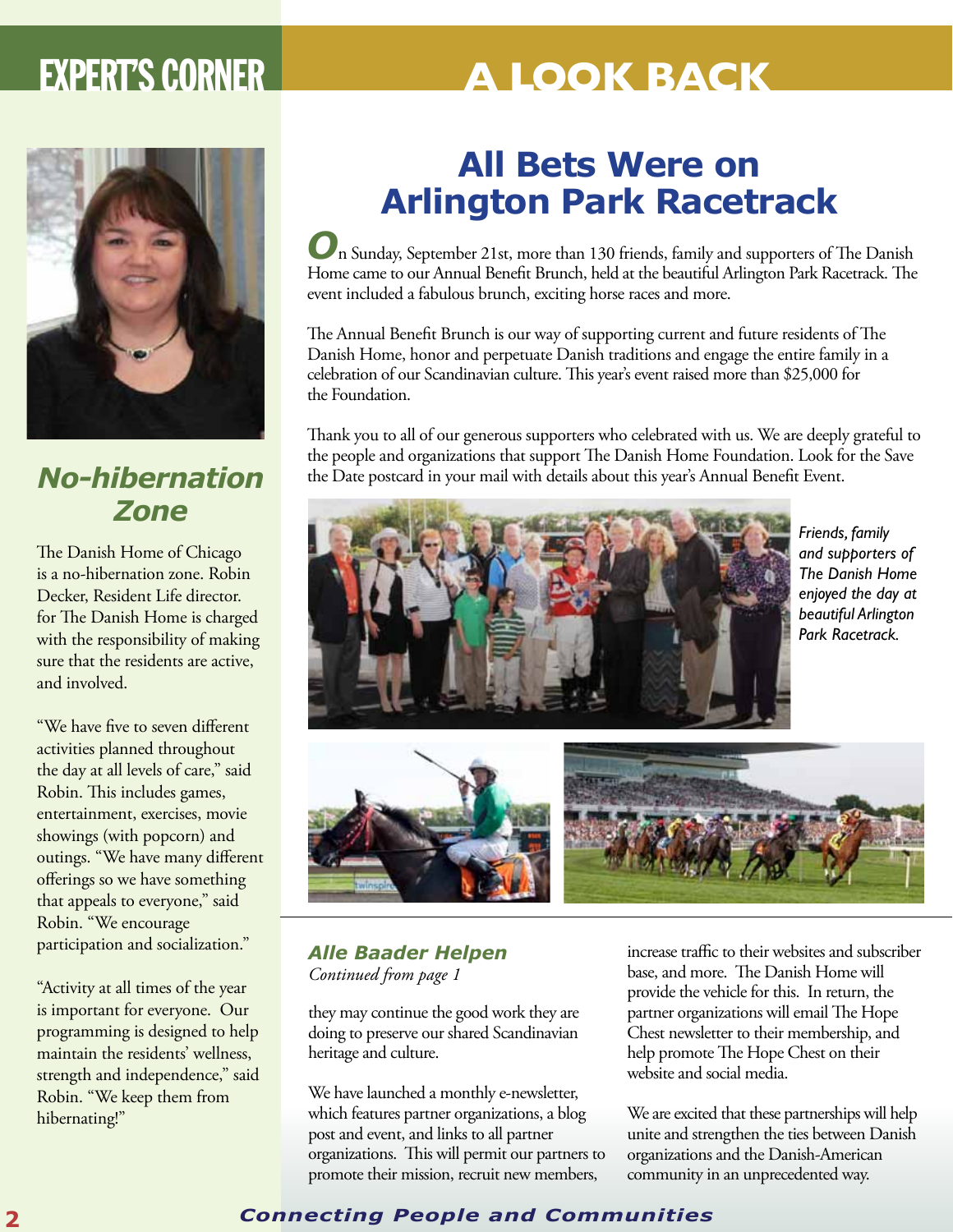# EXPERT'S CORNER

## No-hibernation Zone

The Danish Home of Chicago is a no-hibernation zone. Robin Decker, Resident Life director. for The Danish Home is charged with the responsibility of making sure that the residents are active, and involved.

"We have five to seven different activities planned throughout the day at all levels of care," said Robin. This includes games, entertainment, exercises, movie showings (with popcorn) and outings. "We have many different offerings so we have something that appeals to everyone," said Robin. "We encourage participation and socialization."

"Activity at all times of the year is important for everyone. Our programming is designed to help maintain the residents' wellness, strength and independence," said Robin. "We keep them from hibernating!"

# A LOOK BACK

## All Bets Were on Arlington Park Racetrack

On Sunday, September 21st, more than 130 friends, family and supporters of The Danish Home came to our Annual Benefit Brunch, held at the beautiful Arlington Park Racetrack. The event included a fabulous brunch, exciting horse races and more.

The Annual Benefit Brunch is our way of supporting current and future residents of The Danish Home, honor and perpetuate Danish traditions and engage the entire family in a celebration of our Scandinavian culture. This year's event raised more than $25,000 for the Foundation.

Thank you to all of our generous supporters who celebrated with us. We are deeply grateful to the people and organizations that support The Danish Home Foundation. Look for the Save the Date postcard in your mail with details about this year's Annual Benefit Event.

*Friends, family and supporters of The Danish Home enjoyed the day at beautiful Arlington Park Racetrack.*

### Alle Baader Helpen

*Continued from page 1*

they may continue the good work they are doing to preserve our shared Scandinavian heritage and culture.

We have launched a monthly e-newsletter, which features partner organizations, a blog post and event, and links to all partner organizations. This will permit our partners to promote their mission, recruit new members, increase traffic to their websites and subscriber base, and more. The Danish Home will provide the vehicle for this. In return, the partner organizations will email The Hope Chest newsletter to their membership, and help promote The Hope Chest on their website and social media.

We are excited that these partnerships will help unite and strengthen the ties between Danish organizations and the Danish-American community in an unprecedented way.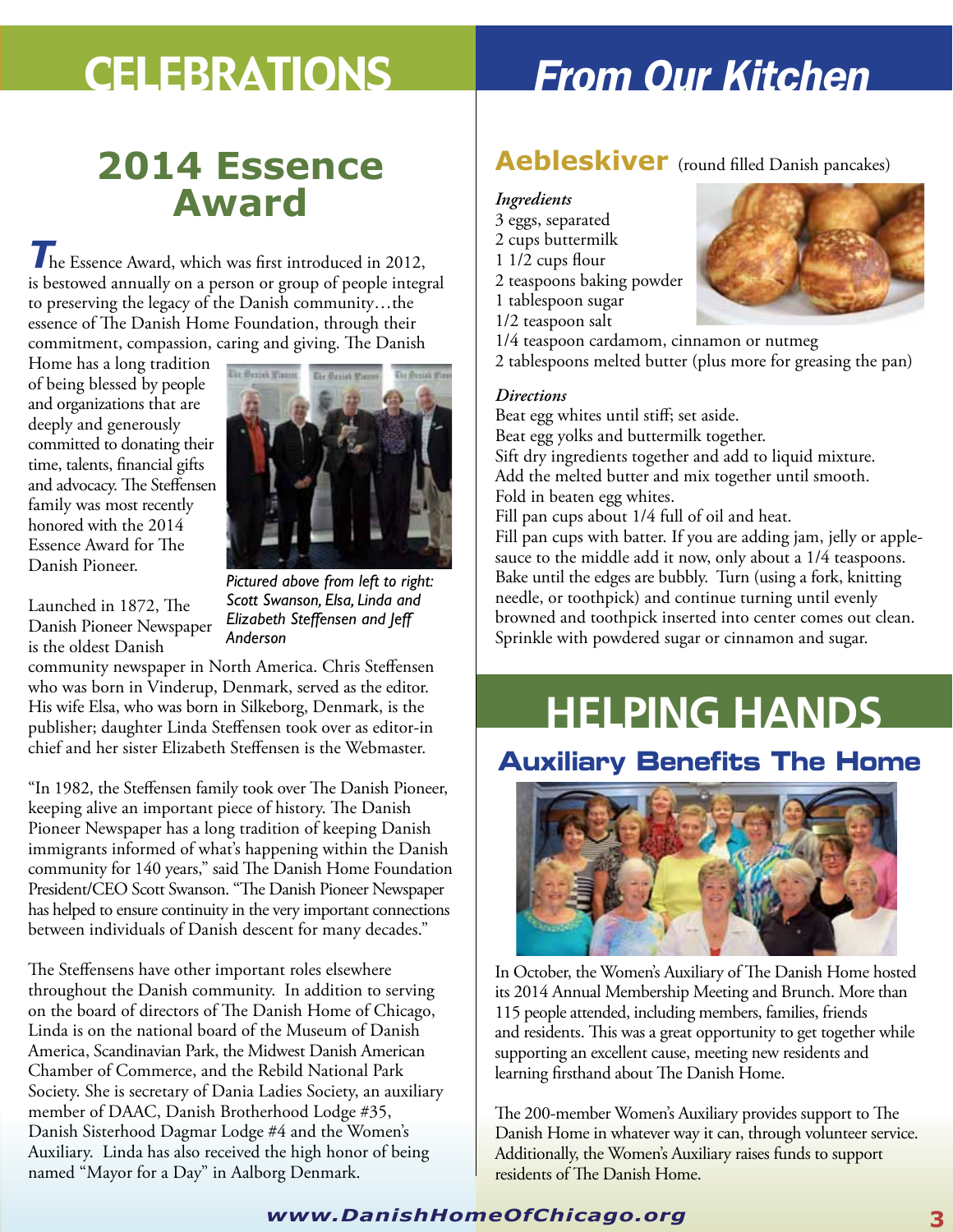# CELEBRATIONS

## 2014 Essence Award

The Essence Award, which was first introduced in 2012, is bestowed annually on a person or group of people integral to preserving the legacy of the Danish community…the essence of The Danish Home Foundation, through their commitment, compassion, caring and giving. The Danish Home has a long tradition of being blessed by people and organizations that are deeply and generously committed to donating their time, talents, financial gifts and advocacy. The Steffensen family was most recently honored with the 2014 Essence Award for The Danish Pioneer.

*Pictured above from left to right: Scott Swanson, Elsa, Linda and Elizabeth Steffensen and Jeff Anderson*

Launched in 1872, The Danish Pioneer Newspaper is the oldest Danish community newspaper in North America. Chris Steffensen who was born in Vinderup, Denmark, served as the editor. His wife Elsa, who was born in Silkeborg, Denmark, is the publisher; daughter Linda Steffensen took over as editor-in chief and her sister Elizabeth Steffensen is the Webmaster.

"In 1982, the Steffensen family took over The Danish Pioneer, keeping alive an important piece of history. The Danish Pioneer Newspaper has a long tradition of keeping Danish immigrants informed of what's happening within the Danish community for 140 years," said The Danish Home Foundation President/CEO Scott Swanson. "The Danish Pioneer Newspaper has helped to ensure continuity in the very important connections between individuals of Danish descent for many decades."

The Steffensens have other important roles elsewhere throughout the Danish community. In addition to serving on the board of directors of The Danish Home of Chicago, Linda is on the national board of the Museum of Danish America, Scandinavian Park, the Midwest Danish American Chamber of Commerce, and the Rebild National Park Society. She is secretary of Dania Ladies Society, an auxiliary member of DAAC, Danish Brotherhood Lodge #35, Danish Sisterhood Dagmar Lodge #4 and the Women's Auxiliary. Linda has also received the high honor of being named "Mayor for a Day" in Aalborg Denmark.

# From Our Kitchen

## Aebleskiver (round filled Danish pancakes)

*Ingredients*

3 eggs, separated
2 cups buttermilk
1 1/2 cups flour
2 teaspoons baking powder
1 tablespoon sugar
1/2 teaspoon salt
1/4 teaspoon cardamom, cinnamon or nutmeg
2 tablespoons melted butter (plus more for greasing the pan)

*Directions*

Beat egg whites until stiff; set aside.
Beat egg yolks and buttermilk together.
Sift dry ingredients together and add to liquid mixture.
Add the melted butter and mix together until smooth.
Fold in beaten egg whites.
Fill pan cups about 1/4 full of oil and heat.
Fill pan cups with batter. If you are adding jam, jelly or applesauce to the middle add it now, only about a 1/4 teaspoons.
Bake until the edges are bubbly. Turn (using a fork, knitting needle, or toothpick) and continue turning until evenly browned and toothpick inserted into center comes out clean.
Sprinkle with powdered sugar or cinnamon and sugar.

# HELPING HANDS

## Auxiliary Benefits The Home

In October, the Women's Auxiliary of The Danish Home hosted its 2014 Annual Membership Meeting and Brunch. More than 115 people attended, including members, families, friends and residents. This was a great opportunity to get together while supporting an excellent cause, meeting new residents and learning firsthand about The Danish Home.

The 200-member Women's Auxiliary provides support to The Danish Home in whatever way it can, through volunteer service. Additionally, the Women's Auxiliary raises funds to support residents of The Danish Home.

www.DanishHomeOfChicago.org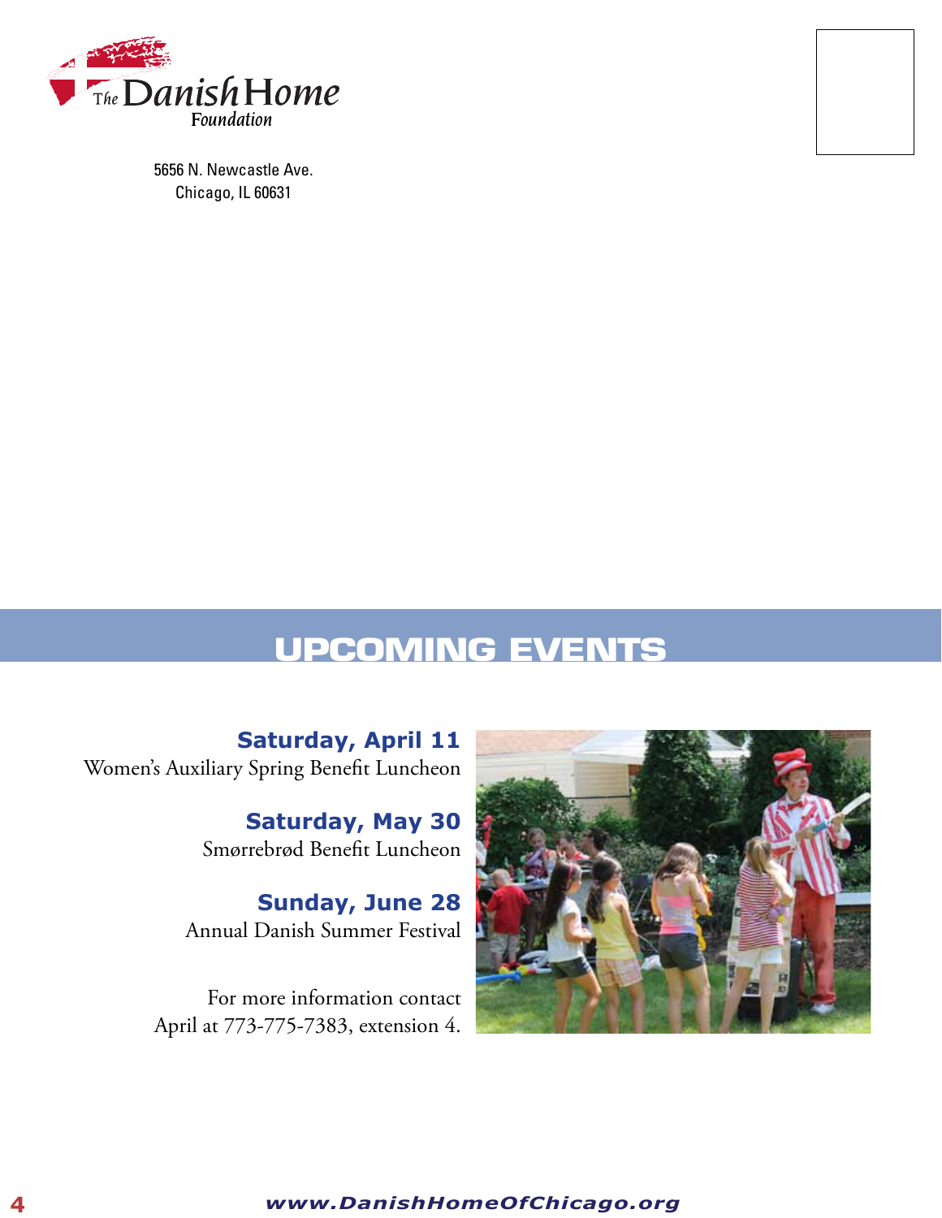The Danish Home Foundation

5656 N. Newcastle Ave.
Chicago, IL 60631

## UPCOMING EVENTS

**Saturday, April 11**
Women's Auxiliary Spring Benefit Luncheon

**Saturday, May 30**
Smørrebrød Benefit Luncheon

**Sunday, June 28**
Annual Danish Summer Festival

For more information contact
April at 773-775-7383, extension 4.

*www.DanishHomeOfChicago.org*